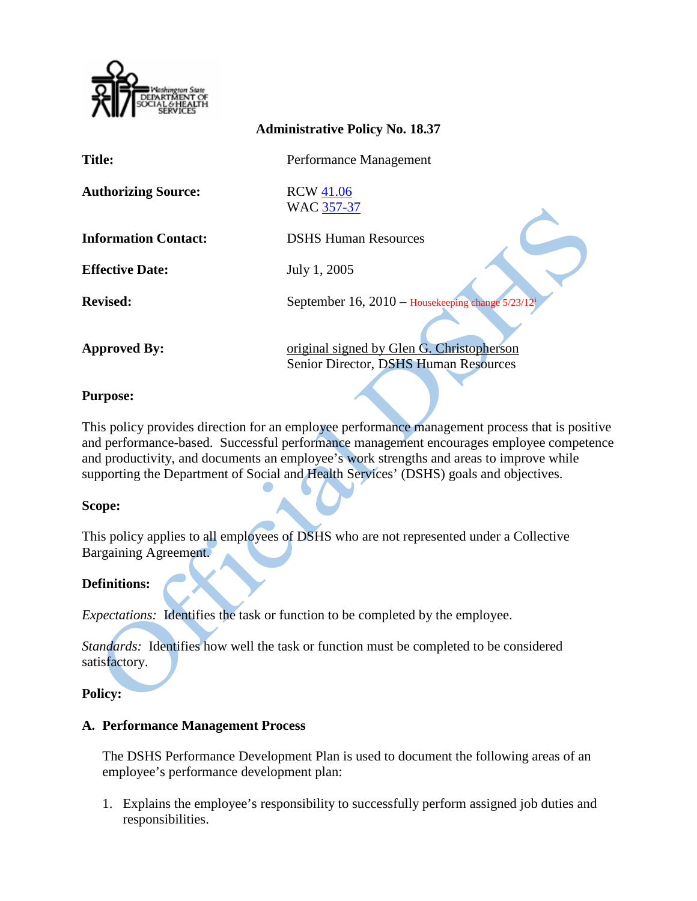Washington State DEPARTMENT OF SOCIAL & HEALTH SERVICES

## Administrative Policy No. 18.37

| | |
|---|---|
| **Title:** | Performance Management |
| **Authorizing Source:** | RCW 41.06<br>WAC 357-37 |
| **Information Contact:** | DSHS Human Resources |
| **Effective Date:** | July 1, 2005 |
| **Revised:** | September 16, 2010 – Housekeeping change 5/23/12[i] |
| **Approved By:** | original signed by Glen G. Christopherson<br>Senior Director, DSHS Human Resources |

**Purpose:**

This policy provides direction for an employee performance management process that is positive and performance-based. Successful performance management encourages employee competence and productivity, and documents an employee's work strengths and areas to improve while supporting the Department of Social and Health Services' (DSHS) goals and objectives.

**Scope:**

This policy applies to all employees of DSHS who are not represented under a Collective Bargaining Agreement.

**Definitions:**

*Expectations:* Identifies the task or function to be completed by the employee.

*Standards:* Identifies how well the task or function must be completed to be considered satisfactory.

**Policy:**

**A. Performance Management Process**

The DSHS Performance Development Plan is used to document the following areas of an employee's performance development plan:

1. Explains the employee's responsibility to successfully perform assigned job duties and responsibilities.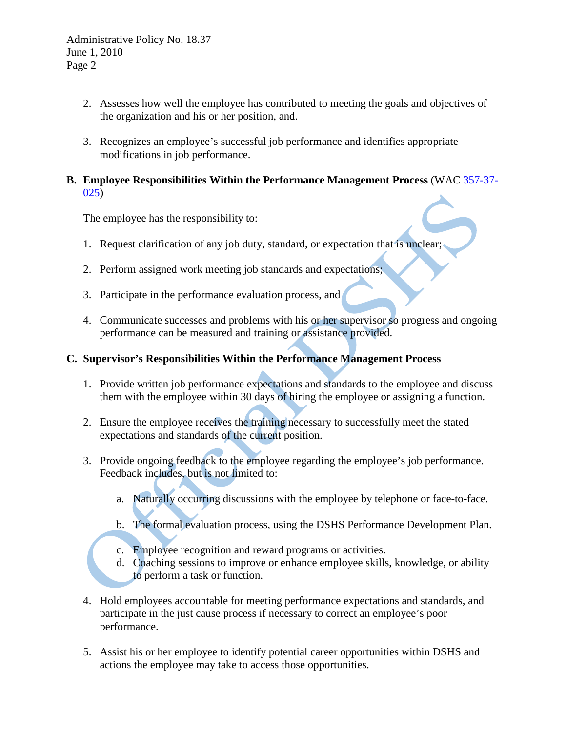2. Assesses how well the employee has contributed to meeting the goals and objectives of the organization and his or her position, and.

3. Recognizes an employee's successful job performance and identifies appropriate modifications in job performance.

**B. Employee Responsibilities Within the Performance Management Process** (WAC 357-37-025)

The employee has the responsibility to:

1. Request clarification of any job duty, standard, or expectation that is unclear;

2. Perform assigned work meeting job standards and expectations;

3. Participate in the performance evaluation process, and

4. Communicate successes and problems with his or her supervisor so progress and ongoing performance can be measured and training or assistance provided.

**C. Supervisor's Responsibilities Within the Performance Management Process**

1. Provide written job performance expectations and standards to the employee and discuss them with the employee within 30 days of hiring the employee or assigning a function.

2. Ensure the employee receives the training necessary to successfully meet the stated expectations and standards of the current position.

3. Provide ongoing feedback to the employee regarding the employee's job performance. Feedback includes, but is not limited to:

   a. Naturally occurring discussions with the employee by telephone or face-to-face.

   b. The formal evaluation process, using the DSHS Performance Development Plan.

   c. Employee recognition and reward programs or activities.
   d. Coaching sessions to improve or enhance employee skills, knowledge, or ability to perform a task or function.

4. Hold employees accountable for meeting performance expectations and standards, and participate in the just cause process if necessary to correct an employee's poor performance.

5. Assist his or her employee to identify potential career opportunities within DSHS and actions the employee may take to access those opportunities.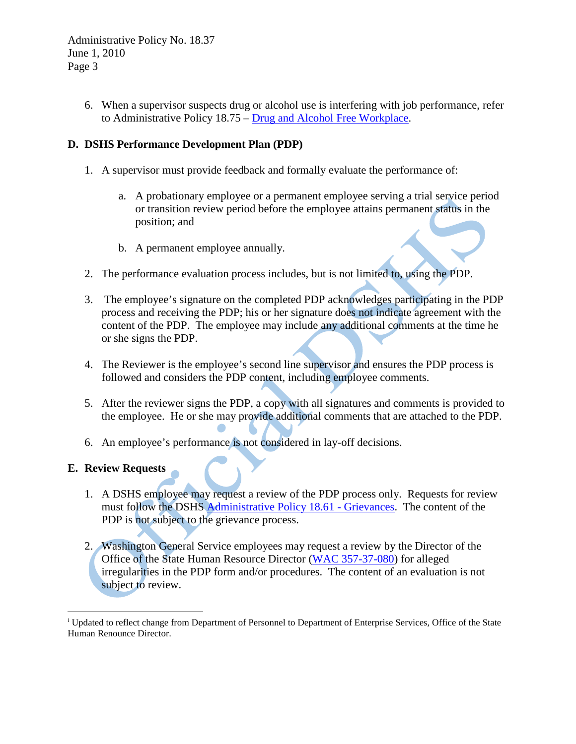6. When a supervisor suspects drug or alcohol use is interfering with job performance, refer to Administrative Policy 18.75 – Drug and Alcohol Free Workplace.

## D. DSHS Performance Development Plan (PDP)

1. A supervisor must provide feedback and formally evaluate the performance of:

   a. A probationary employee or a permanent employee serving a trial service period or transition review period before the employee attains permanent status in the position; and

   b. A permanent employee annually.

2. The performance evaluation process includes, but is not limited to, using the PDP.

3. The employee's signature on the completed PDP acknowledges participating in the PDP process and receiving the PDP; his or her signature does not indicate agreement with the content of the PDP. The employee may include any additional comments at the time he or she signs the PDP.

4. The Reviewer is the employee's second line supervisor and ensures the PDP process is followed and considers the PDP content, including employee comments.

5. After the reviewer signs the PDP, a copy with all signatures and comments is provided to the employee. He or she may provide additional comments that are attached to the PDP.

6. An employee's performance is not considered in lay-off decisions.

## E. Review Requests

1. A DSHS employee may request a review of the PDP process only. Requests for review must follow the DSHS Administrative Policy 18.61 - Grievances. The content of the PDP is not subject to the grievance process.

2. Washington General Service employees may request a review by the Director of the Office of the State Human Resource Director (WAC 357-37-080) for alleged irregularities in the PDP form and/or procedures. The content of an evaluation is not subject to review.

---

[i] Updated to reflect change from Department of Personnel to Department of Enterprise Services, Office of the State Human Renounce Director.